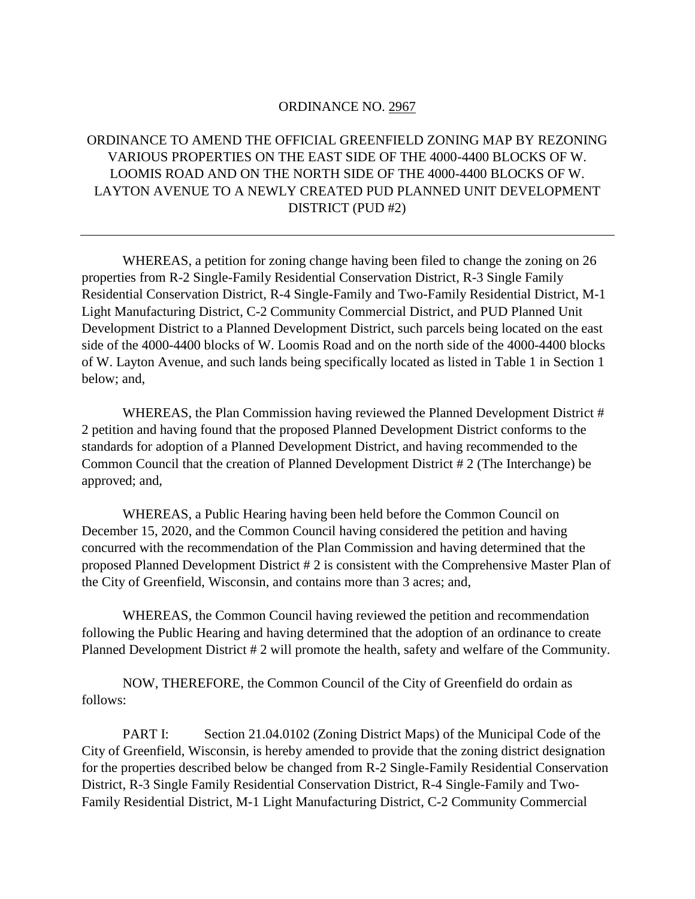ORDINANCE NO. 2967

ORDINANCE TO AMEND THE OFFICIAL GREENFIELD ZONING MAP BY REZONING VARIOUS PROPERTIES ON THE EAST SIDE OF THE 4000-4400 BLOCKS OF W. LOOMIS ROAD AND ON THE NORTH SIDE OF THE 4000-4400 BLOCKS OF W. LAYTON AVENUE TO A NEWLY CREATED PUD PLANNED UNIT DEVELOPMENT DISTRICT (PUD #2)

---

WHEREAS, a petition for zoning change having been filed to change the zoning on 26 properties from R-2 Single-Family Residential Conservation District, R-3 Single Family Residential Conservation District, R-4 Single-Family and Two-Family Residential District, M-1 Light Manufacturing District, C-2 Community Commercial District, and PUD Planned Unit Development District to a Planned Development District, such parcels being located on the east side of the 4000-4400 blocks of W. Loomis Road and on the north side of the 4000-4400 blocks of W. Layton Avenue, and such lands being specifically located as listed in Table 1 in Section 1 below; and,

WHEREAS, the Plan Commission having reviewed the Planned Development District # 2 petition and having found that the proposed Planned Development District conforms to the standards for adoption of a Planned Development District, and having recommended to the Common Council that the creation of Planned Development District # 2 (The Interchange) be approved; and,

WHEREAS, a Public Hearing having been held before the Common Council on December 15, 2020, and the Common Council having considered the petition and having concurred with the recommendation of the Plan Commission and having determined that the proposed Planned Development District # 2 is consistent with the Comprehensive Master Plan of the City of Greenfield, Wisconsin, and contains more than 3 acres; and,

WHEREAS, the Common Council having reviewed the petition and recommendation following the Public Hearing and having determined that the adoption of an ordinance to create Planned Development District # 2 will promote the health, safety and welfare of the Community.

NOW, THEREFORE, the Common Council of the City of Greenfield do ordain as follows:

PART I: Section 21.04.0102 (Zoning District Maps) of the Municipal Code of the City of Greenfield, Wisconsin, is hereby amended to provide that the zoning district designation for the properties described below be changed from R-2 Single-Family Residential Conservation District, R-3 Single Family Residential Conservation District, R-4 Single-Family and Two-Family Residential District, M-1 Light Manufacturing District, C-2 Community Commercial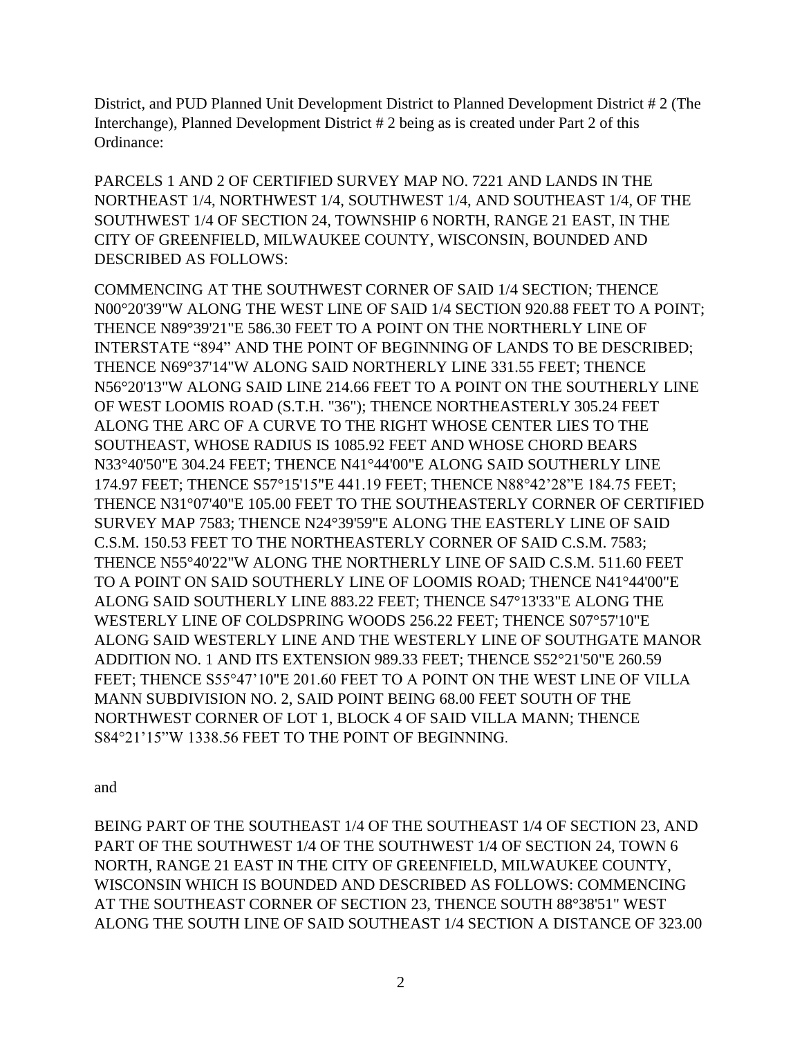District, and PUD Planned Unit Development District to Planned Development District # 2 (The Interchange), Planned Development District # 2 being as is created under Part 2 of this Ordinance:

PARCELS 1 AND 2 OF CERTIFIED SURVEY MAP NO. 7221 AND LANDS IN THE NORTHEAST 1/4, NORTHWEST 1/4, SOUTHWEST 1/4, AND SOUTHEAST 1/4, OF THE SOUTHWEST 1/4 OF SECTION 24, TOWNSHIP 6 NORTH, RANGE 21 EAST, IN THE CITY OF GREENFIELD, MILWAUKEE COUNTY, WISCONSIN, BOUNDED AND DESCRIBED AS FOLLOWS:

COMMENCING AT THE SOUTHWEST CORNER OF SAID 1/4 SECTION; THENCE N00°20'39"W ALONG THE WEST LINE OF SAID 1/4 SECTION 920.88 FEET TO A POINT; THENCE N89°39'21"E 586.30 FEET TO A POINT ON THE NORTHERLY LINE OF INTERSTATE "894" AND THE POINT OF BEGINNING OF LANDS TO BE DESCRIBED; THENCE N69°37'14"W ALONG SAID NORTHERLY LINE 331.55 FEET; THENCE N56°20'13"W ALONG SAID LINE 214.66 FEET TO A POINT ON THE SOUTHERLY LINE OF WEST LOOMIS ROAD (S.T.H. "36"); THENCE NORTHEASTERLY 305.24 FEET ALONG THE ARC OF A CURVE TO THE RIGHT WHOSE CENTER LIES TO THE SOUTHEAST, WHOSE RADIUS IS 1085.92 FEET AND WHOSE CHORD BEARS N33°40'50"E 304.24 FEET; THENCE N41°44'00"E ALONG SAID SOUTHERLY LINE 174.97 FEET; THENCE S57°15'15"E 441.19 FEET; THENCE N88°42'28"E 184.75 FEET; THENCE N31°07'40"E 105.00 FEET TO THE SOUTHEASTERLY CORNER OF CERTIFIED SURVEY MAP 7583; THENCE N24°39'59"E ALONG THE EASTERLY LINE OF SAID C.S.M. 150.53 FEET TO THE NORTHEASTERLY CORNER OF SAID C.S.M. 7583; THENCE N55°40'22"W ALONG THE NORTHERLY LINE OF SAID C.S.M. 511.60 FEET TO A POINT ON SAID SOUTHERLY LINE OF LOOMIS ROAD; THENCE N41°44'00"E ALONG SAID SOUTHERLY LINE 883.22 FEET; THENCE S47°13'33"E ALONG THE WESTERLY LINE OF COLDSPRING WOODS 256.22 FEET; THENCE S07°57'10"E ALONG SAID WESTERLY LINE AND THE WESTERLY LINE OF SOUTHGATE MANOR ADDITION NO. 1 AND ITS EXTENSION 989.33 FEET; THENCE S52°21'50"E 260.59 FEET; THENCE S55°47'10"E 201.60 FEET TO A POINT ON THE WEST LINE OF VILLA MANN SUBDIVISION NO. 2, SAID POINT BEING 68.00 FEET SOUTH OF THE NORTHWEST CORNER OF LOT 1, BLOCK 4 OF SAID VILLA MANN; THENCE S84°21'15"W 1338.56 FEET TO THE POINT OF BEGINNING.

and

BEING PART OF THE SOUTHEAST 1/4 OF THE SOUTHEAST 1/4 OF SECTION 23, AND PART OF THE SOUTHWEST 1/4 OF THE SOUTHWEST 1/4 OF SECTION 24, TOWN 6 NORTH, RANGE 21 EAST IN THE CITY OF GREENFIELD, MILWAUKEE COUNTY, WISCONSIN WHICH IS BOUNDED AND DESCRIBED AS FOLLOWS: COMMENCING AT THE SOUTHEAST CORNER OF SECTION 23, THENCE SOUTH 88°38'51" WEST ALONG THE SOUTH LINE OF SAID SOUTHEAST 1/4 SECTION A DISTANCE OF 323.00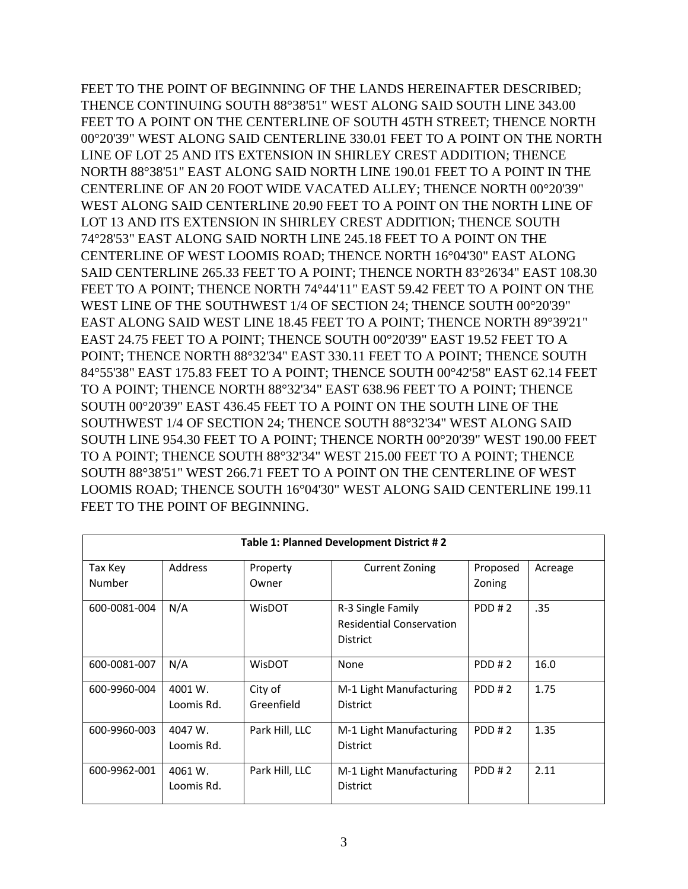FEET TO THE POINT OF BEGINNING OF THE LANDS HEREINAFTER DESCRIBED; THENCE CONTINUING SOUTH 88°38'51" WEST ALONG SAID SOUTH LINE 343.00 FEET TO A POINT ON THE CENTERLINE OF SOUTH 45TH STREET; THENCE NORTH 00°20'39" WEST ALONG SAID CENTERLINE 330.01 FEET TO A POINT ON THE NORTH LINE OF LOT 25 AND ITS EXTENSION IN SHIRLEY CREST ADDITION; THENCE NORTH 88°38'51" EAST ALONG SAID NORTH LINE 190.01 FEET TO A POINT IN THE CENTERLINE OF AN 20 FOOT WIDE VACATED ALLEY; THENCE NORTH 00°20'39" WEST ALONG SAID CENTERLINE 20.90 FEET TO A POINT ON THE NORTH LINE OF LOT 13 AND ITS EXTENSION IN SHIRLEY CREST ADDITION; THENCE SOUTH 74°28'53" EAST ALONG SAID NORTH LINE 245.18 FEET TO A POINT ON THE CENTERLINE OF WEST LOOMIS ROAD; THENCE NORTH 16°04'30" EAST ALONG SAID CENTERLINE 265.33 FEET TO A POINT; THENCE NORTH 83°26'34" EAST 108.30 FEET TO A POINT; THENCE NORTH 74°44'11" EAST 59.42 FEET TO A POINT ON THE WEST LINE OF THE SOUTHWEST 1/4 OF SECTION 24; THENCE SOUTH 00°20'39" EAST ALONG SAID WEST LINE 18.45 FEET TO A POINT; THENCE NORTH 89°39'21" EAST 24.75 FEET TO A POINT; THENCE SOUTH 00°20'39" EAST 19.52 FEET TO A POINT; THENCE NORTH 88°32'34" EAST 330.11 FEET TO A POINT; THENCE SOUTH 84°55'38" EAST 175.83 FEET TO A POINT; THENCE SOUTH 00°42'58" EAST 62.14 FEET TO A POINT; THENCE NORTH 88°32'34" EAST 638.96 FEET TO A POINT; THENCE SOUTH 00°20'39" EAST 436.45 FEET TO A POINT ON THE SOUTH LINE OF THE SOUTHWEST 1/4 OF SECTION 24; THENCE SOUTH 88°32'34" WEST ALONG SAID SOUTH LINE 954.30 FEET TO A POINT; THENCE NORTH 00°20'39" WEST 190.00 FEET TO A POINT; THENCE SOUTH 88°32'34" WEST 215.00 FEET TO A POINT; THENCE SOUTH 88°38'51" WEST 266.71 FEET TO A POINT ON THE CENTERLINE OF WEST LOOMIS ROAD; THENCE SOUTH 16°04'30" WEST ALONG SAID CENTERLINE 199.11 FEET TO THE POINT OF BEGINNING.

**Table 1: Planned Development District # 2**

| Tax Key Number | Address | Property Owner | Current Zoning | Proposed Zoning | Acreage |
|---|---|---|---|---|---|
| 600-0081-004 | N/A | WisDOT | R-3 Single Family Residential Conservation District | PDD # 2 | .35 |
| 600-0081-007 | N/A | WisDOT | None | PDD # 2 | 16.0 |
| 600-9960-004 | 4001 W. Loomis Rd. | City of Greenfield | M-1 Light Manufacturing District | PDD # 2 | 1.75 |
| 600-9960-003 | 4047 W. Loomis Rd. | Park Hill, LLC | M-1 Light Manufacturing District | PDD # 2 | 1.35 |
| 600-9962-001 | 4061 W. Loomis Rd. | Park Hill, LLC | M-1 Light Manufacturing District | PDD # 2 | 2.11 |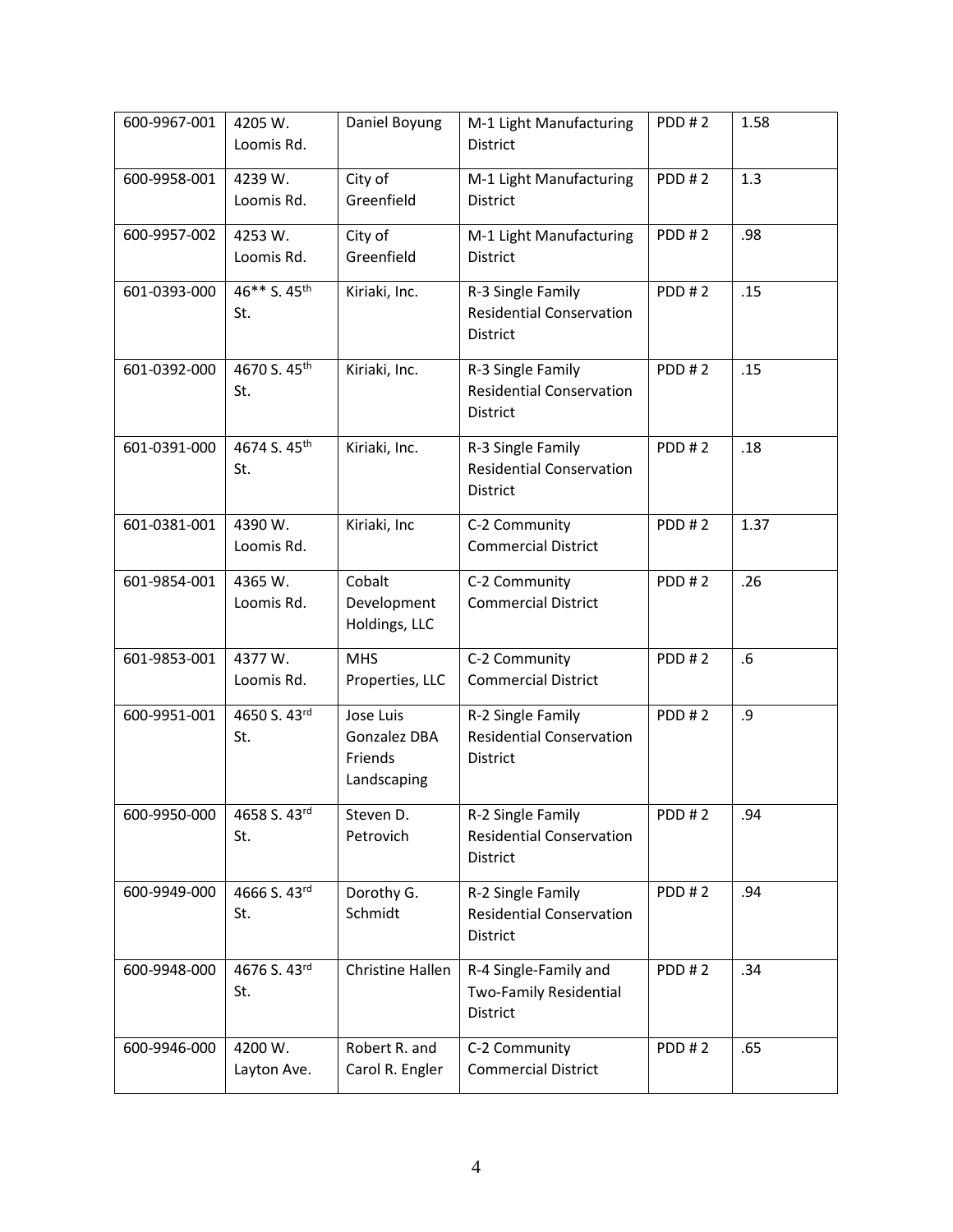| 600-9967-001 | 4205 W. Loomis Rd. | Daniel Boyung | M-1 Light Manufacturing District | PDD # 2 | 1.58 |
|---|---|---|---|---|---|
| 600-9958-001 | 4239 W. Loomis Rd. | City of Greenfield | M-1 Light Manufacturing District | PDD # 2 | 1.3 |
| 600-9957-002 | 4253 W. Loomis Rd. | City of Greenfield | M-1 Light Manufacturing District | PDD # 2 | .98 |
| 601-0393-000 | 46** S. 45th St. | Kiriaki, Inc. | R-3 Single Family Residential Conservation District | PDD # 2 | .15 |
| 601-0392-000 | 4670 S. 45th St. | Kiriaki, Inc. | R-3 Single Family Residential Conservation District | PDD # 2 | .15 |
| 601-0391-000 | 4674 S. 45th St. | Kiriaki, Inc. | R-3 Single Family Residential Conservation District | PDD # 2 | .18 |
| 601-0381-001 | 4390 W. Loomis Rd. | Kiriaki, Inc | C-2 Community Commercial District | PDD # 2 | 1.37 |
| 601-9854-001 | 4365 W. Loomis Rd. | Cobalt Development Holdings, LLC | C-2 Community Commercial District | PDD # 2 | .26 |
| 601-9853-001 | 4377 W. Loomis Rd. | MHS Properties, LLC | C-2 Community Commercial District | PDD # 2 | .6 |
| 600-9951-001 | 4650 S. 43rd St. | Jose Luis Gonzalez DBA Friends Landscaping | R-2 Single Family Residential Conservation District | PDD # 2 | .9 |
| 600-9950-000 | 4658 S. 43rd St. | Steven D. Petrovich | R-2 Single Family Residential Conservation District | PDD # 2 | .94 |
| 600-9949-000 | 4666 S. 43rd St. | Dorothy G. Schmidt | R-2 Single Family Residential Conservation District | PDD # 2 | .94 |
| 600-9948-000 | 4676 S. 43rd St. | Christine Hallen | R-4 Single-Family and Two-Family Residential District | PDD # 2 | .34 |
| 600-9946-000 | 4200 W. Layton Ave. | Robert R. and Carol R. Engler | C-2 Community Commercial District | PDD # 2 | .65 |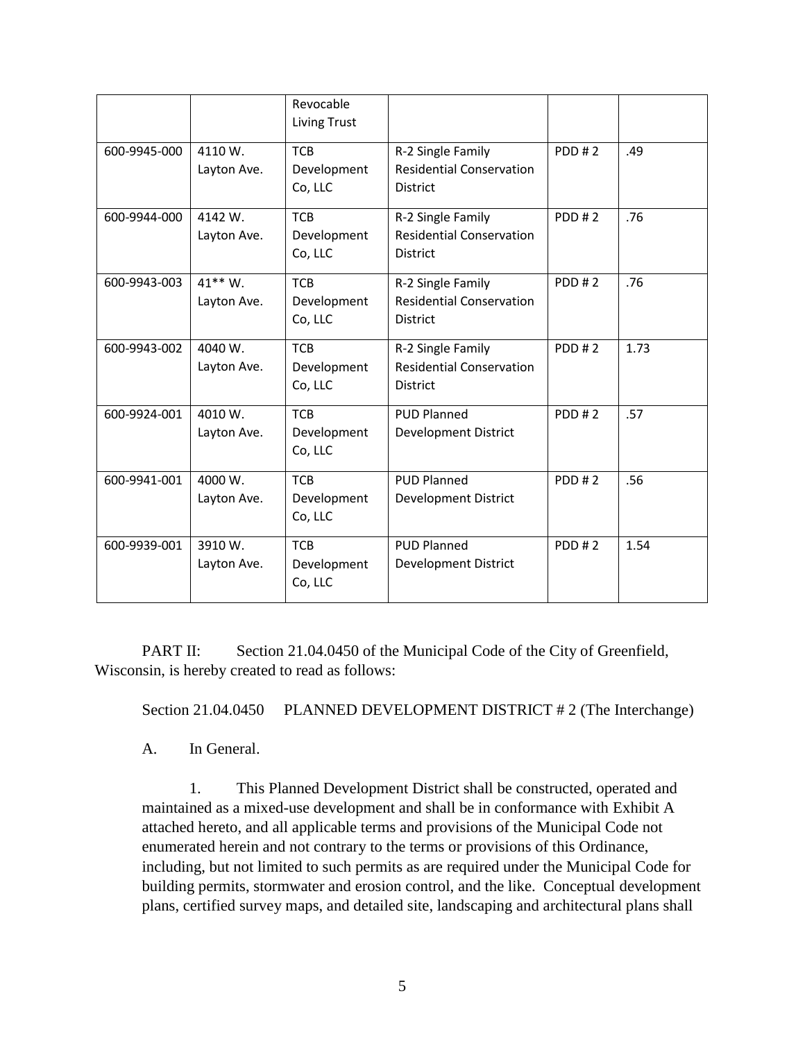|  |  | Revocable Living Trust |  |  |  |
|---|---|---|---|---|---|
| 600-9945-000 | 4110 W. Layton Ave. | TCB Development Co, LLC | R-2 Single Family Residential Conservation District | PDD # 2 | .49 |
| 600-9944-000 | 4142 W. Layton Ave. | TCB Development Co, LLC | R-2 Single Family Residential Conservation District | PDD # 2 | .76 |
| 600-9943-003 | 41** W. Layton Ave. | TCB Development Co, LLC | R-2 Single Family Residential Conservation District | PDD # 2 | .76 |
| 600-9943-002 | 4040 W. Layton Ave. | TCB Development Co, LLC | R-2 Single Family Residential Conservation District | PDD # 2 | 1.73 |
| 600-9924-001 | 4010 W. Layton Ave. | TCB Development Co, LLC | PUD Planned Development District | PDD # 2 | .57 |
| 600-9941-001 | 4000 W. Layton Ave. | TCB Development Co, LLC | PUD Planned Development District | PDD # 2 | .56 |
| 600-9939-001 | 3910 W. Layton Ave. | TCB Development Co, LLC | PUD Planned Development District | PDD # 2 | 1.54 |

PART II: Section 21.04.0450 of the Municipal Code of the City of Greenfield, Wisconsin, is hereby created to read as follows:

Section 21.04.0450 PLANNED DEVELOPMENT DISTRICT # 2 (The Interchange)

A. In General.

1. This Planned Development District shall be constructed, operated and maintained as a mixed-use development and shall be in conformance with Exhibit A attached hereto, and all applicable terms and provisions of the Municipal Code not enumerated herein and not contrary to the terms or provisions of this Ordinance, including, but not limited to such permits as are required under the Municipal Code for building permits, stormwater and erosion control, and the like. Conceptual development plans, certified survey maps, and detailed site, landscaping and architectural plans shall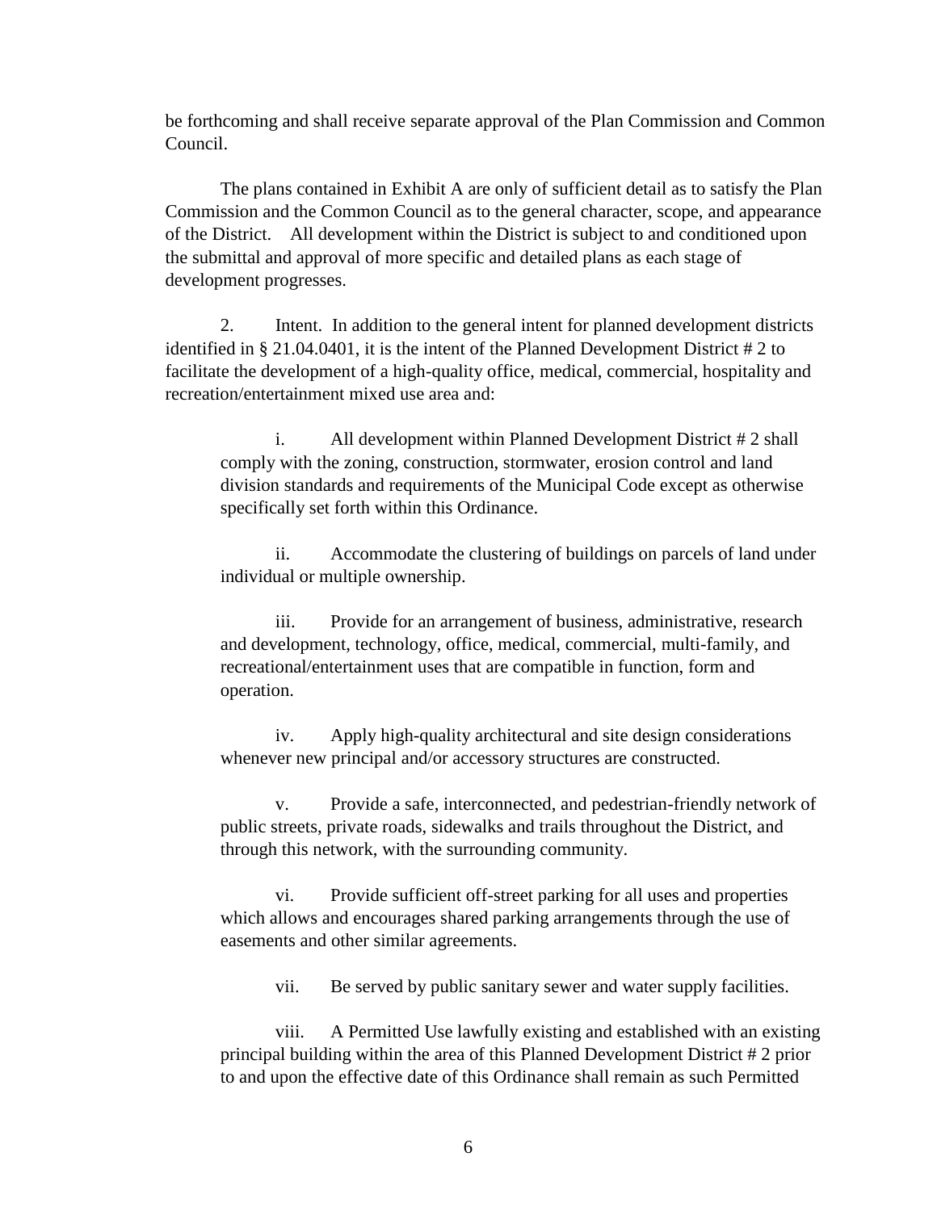be forthcoming and shall receive separate approval of the Plan Commission and Common Council.

The plans contained in Exhibit A are only of sufficient detail as to satisfy the Plan Commission and the Common Council as to the general character, scope, and appearance of the District. All development within the District is subject to and conditioned upon the submittal and approval of more specific and detailed plans as each stage of development progresses.

2. Intent. In addition to the general intent for planned development districts identified in § 21.04.0401, it is the intent of the Planned Development District # 2 to facilitate the development of a high-quality office, medical, commercial, hospitality and recreation/entertainment mixed use area and:

i. All development within Planned Development District # 2 shall comply with the zoning, construction, stormwater, erosion control and land division standards and requirements of the Municipal Code except as otherwise specifically set forth within this Ordinance.

ii. Accommodate the clustering of buildings on parcels of land under individual or multiple ownership.

iii. Provide for an arrangement of business, administrative, research and development, technology, office, medical, commercial, multi-family, and recreational/entertainment uses that are compatible in function, form and operation.

iv. Apply high-quality architectural and site design considerations whenever new principal and/or accessory structures are constructed.

v. Provide a safe, interconnected, and pedestrian-friendly network of public streets, private roads, sidewalks and trails throughout the District, and through this network, with the surrounding community.

vi. Provide sufficient off-street parking for all uses and properties which allows and encourages shared parking arrangements through the use of easements and other similar agreements.

vii. Be served by public sanitary sewer and water supply facilities.

viii. A Permitted Use lawfully existing and established with an existing principal building within the area of this Planned Development District # 2 prior to and upon the effective date of this Ordinance shall remain as such Permitted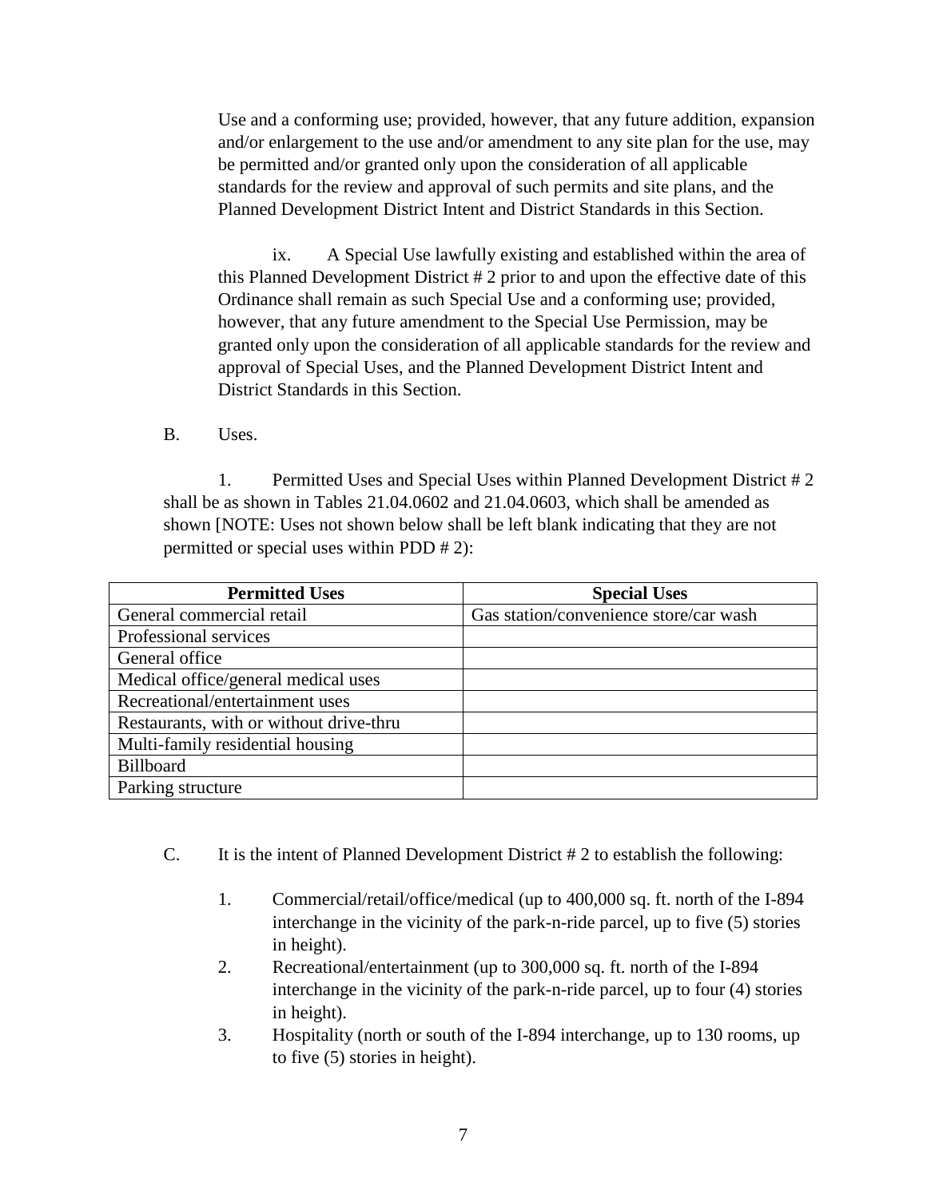Use and a conforming use; provided, however, that any future addition, expansion and/or enlargement to the use and/or amendment to any site plan for the use, may be permitted and/or granted only upon the consideration of all applicable standards for the review and approval of such permits and site plans, and the Planned Development District Intent and District Standards in this Section.

ix. A Special Use lawfully existing and established within the area of this Planned Development District # 2 prior to and upon the effective date of this Ordinance shall remain as such Special Use and a conforming use; provided, however, that any future amendment to the Special Use Permission, may be granted only upon the consideration of all applicable standards for the review and approval of Special Uses, and the Planned Development District Intent and District Standards in this Section.

B. Uses.

1. Permitted Uses and Special Uses within Planned Development District # 2 shall be as shown in Tables 21.04.0602 and 21.04.0603, which shall be amended as shown [NOTE: Uses not shown below shall be left blank indicating that they are not permitted or special uses within PDD # 2):

| Permitted Uses | Special Uses |
| --- | --- |
| General commercial retail | Gas station/convenience store/car wash |
| Professional services | |
| General office | |
| Medical office/general medical uses | |
| Recreational/entertainment uses | |
| Restaurants, with or without drive-thru | |
| Multi-family residential housing | |
| Billboard | |
| Parking structure | |

C. It is the intent of Planned Development District # 2 to establish the following:

1. Commercial/retail/office/medical (up to 400,000 sq. ft. north of the I-894 interchange in the vicinity of the park-n-ride parcel, up to five (5) stories in height).
2. Recreational/entertainment (up to 300,000 sq. ft. north of the I-894 interchange in the vicinity of the park-n-ride parcel, up to four (4) stories in height).
3. Hospitality (north or south of the I-894 interchange, up to 130 rooms, up to five (5) stories in height).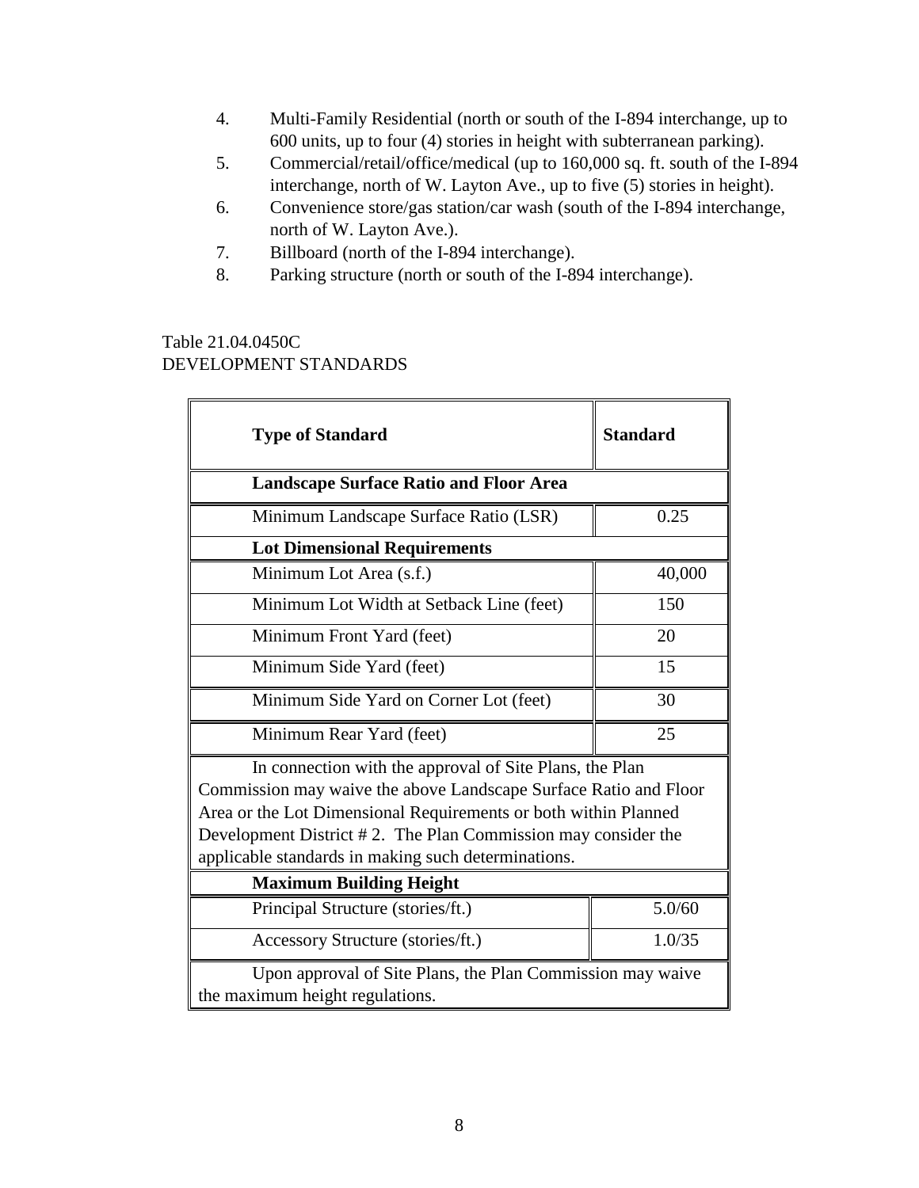4. Multi-Family Residential (north or south of the I-894 interchange, up to 600 units, up to four (4) stories in height with subterranean parking).
5. Commercial/retail/office/medical (up to 160,000 sq. ft. south of the I-894 interchange, north of W. Layton Ave., up to five (5) stories in height).
6. Convenience store/gas station/car wash (south of the I-894 interchange, north of W. Layton Ave.).
7. Billboard (north of the I-894 interchange).
8. Parking structure (north or south of the I-894 interchange).

Table 21.04.0450C
DEVELOPMENT STANDARDS

| **Type of Standard** | **Standard** |
|---|---|
| **Landscape Surface Ratio and Floor Area** | |
| Minimum Landscape Surface Ratio (LSR) | 0.25 |
| **Lot Dimensional Requirements** | |
| Minimum Lot Area (s.f.) | 40,000 |
| Minimum Lot Width at Setback Line (feet) | 150 |
| Minimum Front Yard (feet) | 20 |
| Minimum Side Yard (feet) | 15 |
| Minimum Side Yard on Corner Lot (feet) | 30 |
| Minimum Rear Yard (feet) | 25 |
| In connection with the approval of Site Plans, the Plan Commission may waive the above Landscape Surface Ratio and Floor Area or the Lot Dimensional Requirements or both within Planned Development District # 2. The Plan Commission may consider the applicable standards in making such determinations. | |
| **Maximum Building Height** | |
| Principal Structure (stories/ft.) | 5.0/60 |
| Accessory Structure (stories/ft.) | 1.0/35 |
| Upon approval of Site Plans, the Plan Commission may waive the maximum height regulations. | |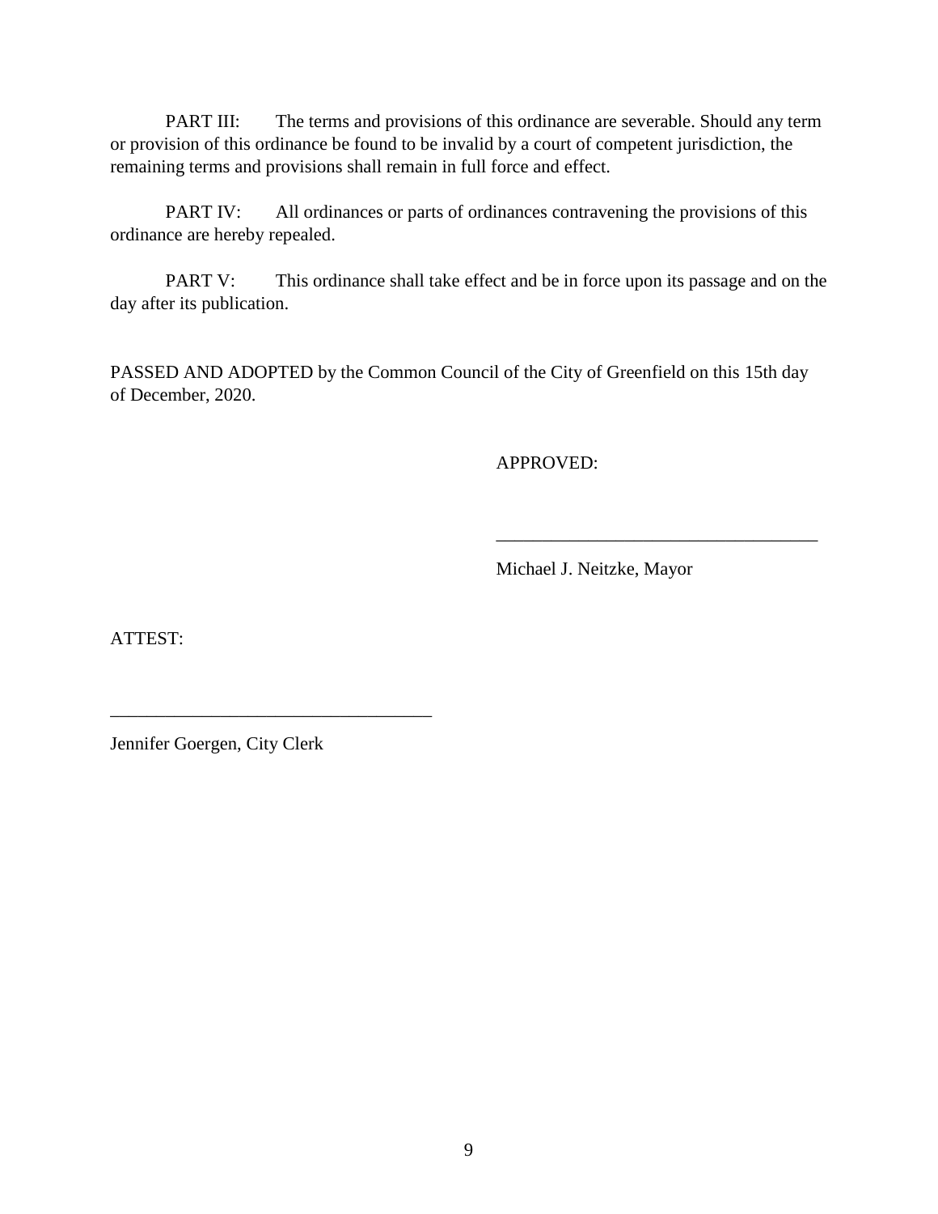PART III: The terms and provisions of this ordinance are severable. Should any term or provision of this ordinance be found to be invalid by a court of competent jurisdiction, the remaining terms and provisions shall remain in full force and effect.

PART IV: All ordinances or parts of ordinances contravening the provisions of this ordinance are hereby repealed.

PART V: This ordinance shall take effect and be in force upon its passage and on the day after its publication.

PASSED AND ADOPTED by the Common Council of the City of Greenfield on this 15th day of December, 2020.

APPROVED:

\_\_\_\_\_\_\_\_\_\_\_\_\_\_\_\_\_\_\_\_\_\_\_\_\_\_\_\_\_\_\_\_\_\_\_

Michael J. Neitzke, Mayor

ATTEST:

\_\_\_\_\_\_\_\_\_\_\_\_\_\_\_\_\_\_\_\_\_\_\_\_\_\_\_\_\_\_\_\_\_\_\_

Jennifer Goergen, City Clerk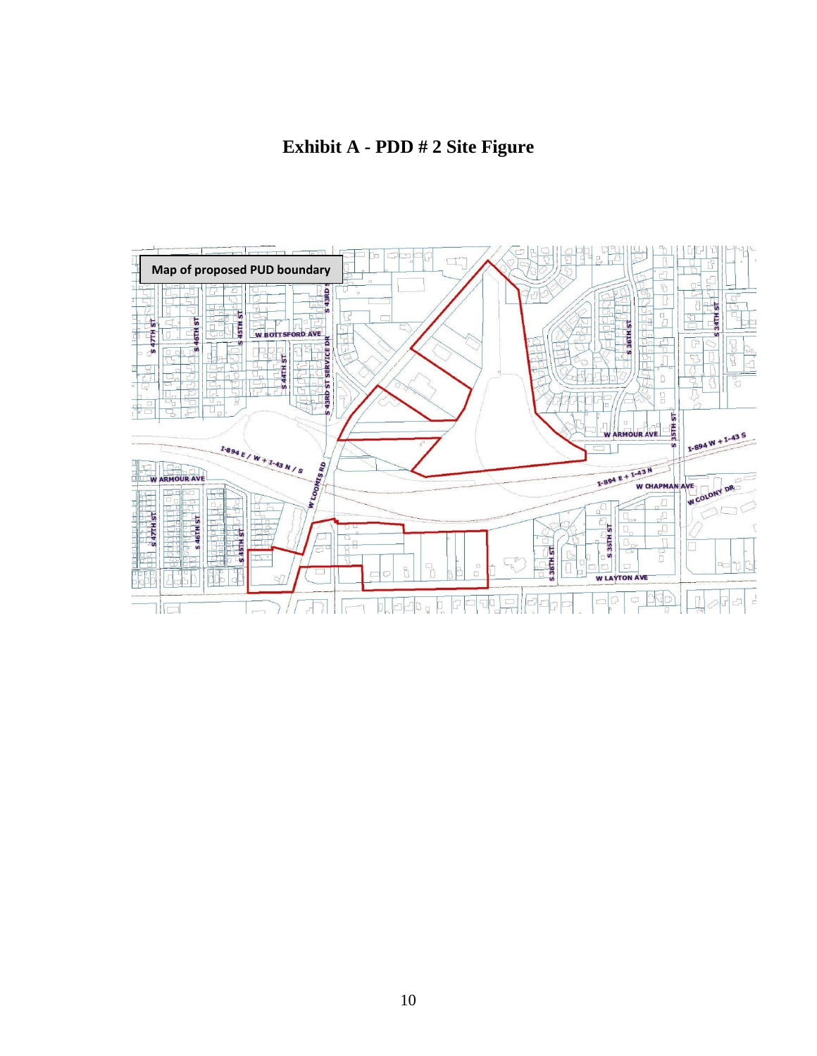# Exhibit A - PDD # 2 Site Figure

Map of proposed PUD boundary

S 47TH ST
S 46TH ST
S 45TH ST
S 44TH ST
S 43RD S
S 43RD ST SERVICE DR
W BOTTSFORD AVE
S 36TH ST
S 34TH ST
S 35TH ST
W ARMOUR AVE
I-894 E / W + I-43 N / S
I-894 W + I-43 S
I-894 E + I-43 N
W LOOMIS RD
W ARMOUR AVE
W CHAPMAN AVE
W COLONY DR
S 47TH ST
S 46TH ST
S 45TH ST
S 38TH ST
S 36TH ST
W LAYTON AVE